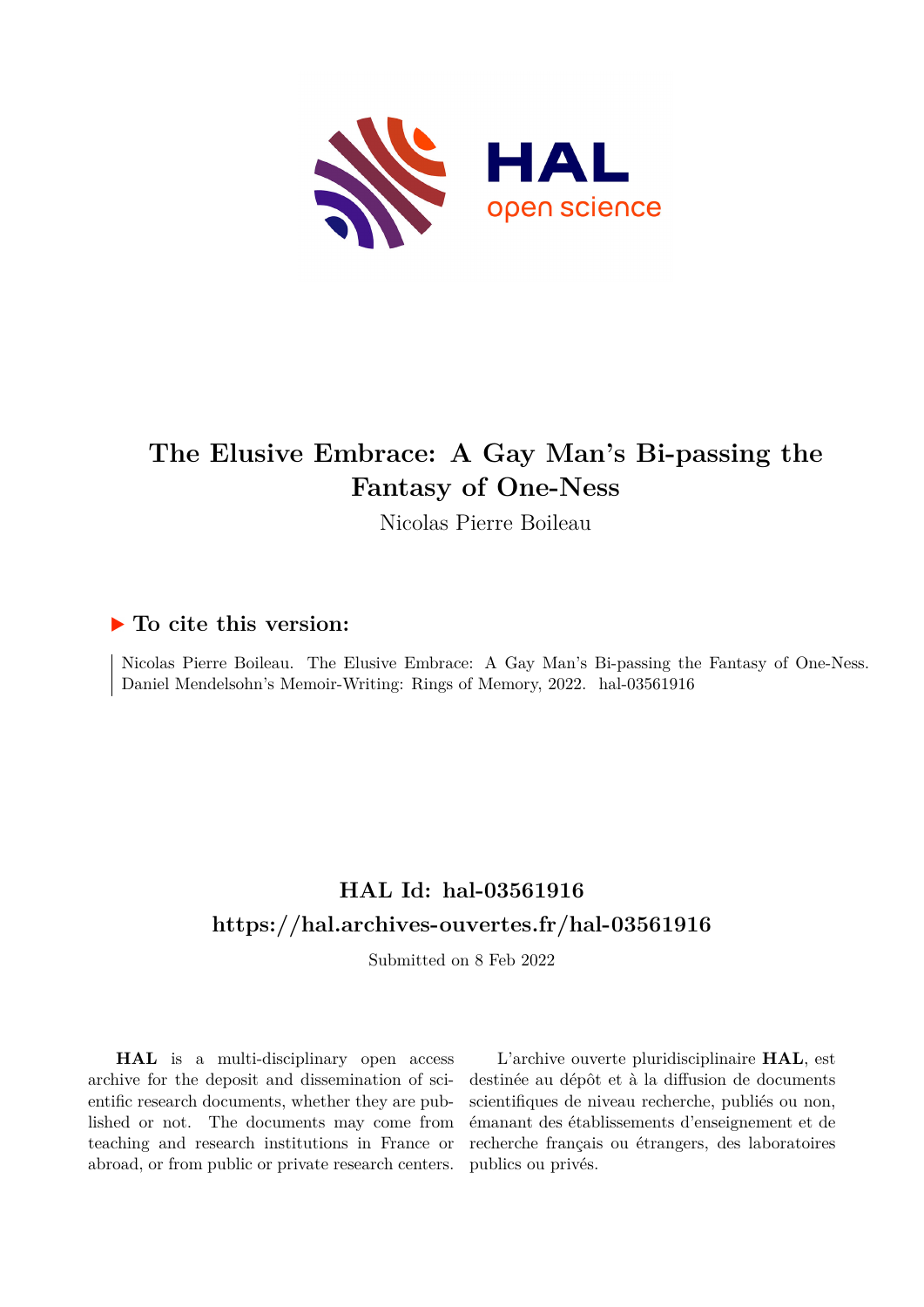# The Elusive Embrace: A Gay Man's Bi-passing the Fantasy of One-Ness

Nicolas Pierre Boileau

## ▶ To cite this version:

Nicolas Pierre Boileau. The Elusive Embrace: A Gay Man's Bi-passing the Fantasy of One-Ness. Daniel Mendelsohn's Memoir-Writing: Rings of Memory, 2022. hal-03561916

## HAL Id: hal-03561916
## https://hal.archives-ouvertes.fr/hal-03561916

Submitted on 8 Feb 2022

**HAL** is a multi-disciplinary open access archive for the deposit and dissemination of scientific research documents, whether they are published or not. The documents may come from teaching and research institutions in France or abroad, or from public or private research centers.

L'archive ouverte pluridisciplinaire **HAL**, est destinée au dépôt et à la diffusion de documents scientifiques de niveau recherche, publiés ou non, émanant des établissements d'enseignement et de recherche français ou étrangers, des laboratoires publics ou privés.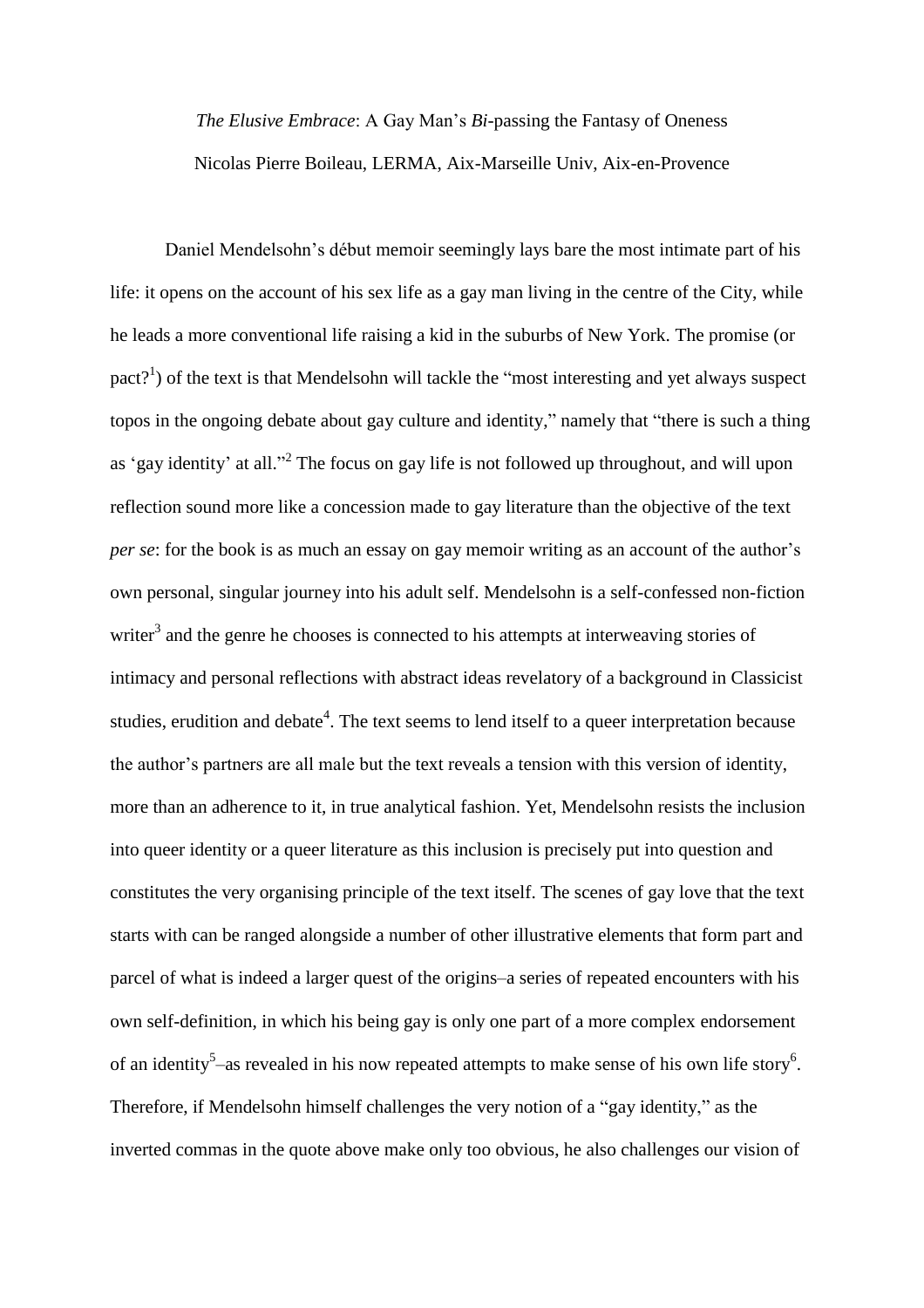*The Elusive Embrace*: A Gay Man's *Bi*-passing the Fantasy of Oneness

Nicolas Pierre Boileau, LERMA, Aix-Marseille Univ, Aix-en-Provence

Daniel Mendelsohn's début memoir seemingly lays bare the most intimate part of his life: it opens on the account of his sex life as a gay man living in the centre of the City, while he leads a more conventional life raising a kid in the suburbs of New York. The promise (or pact?[1]) of the text is that Mendelsohn will tackle the "most interesting and yet always suspect topos in the ongoing debate about gay culture and identity," namely that "there is such a thing as 'gay identity' at all."[2] The focus on gay life is not followed up throughout, and will upon reflection sound more like a concession made to gay literature than the objective of the text *per se*: for the book is as much an essay on gay memoir writing as an account of the author's own personal, singular journey into his adult self. Mendelsohn is a self-confessed non-fiction writer[3] and the genre he chooses is connected to his attempts at interweaving stories of intimacy and personal reflections with abstract ideas revelatory of a background in Classicist studies, erudition and debate[4]. The text seems to lend itself to a queer interpretation because the author's partners are all male but the text reveals a tension with this version of identity, more than an adherence to it, in true analytical fashion. Yet, Mendelsohn resists the inclusion into queer identity or a queer literature as this inclusion is precisely put into question and constitutes the very organising principle of the text itself. The scenes of gay love that the text starts with can be ranged alongside a number of other illustrative elements that form part and parcel of what is indeed a larger quest of the origins–a series of repeated encounters with his own self-definition, in which his being gay is only one part of a more complex endorsement of an identity[5]–as revealed in his now repeated attempts to make sense of his own life story[6]. Therefore, if Mendelsohn himself challenges the very notion of a "gay identity," as the inverted commas in the quote above make only too obvious, he also challenges our vision of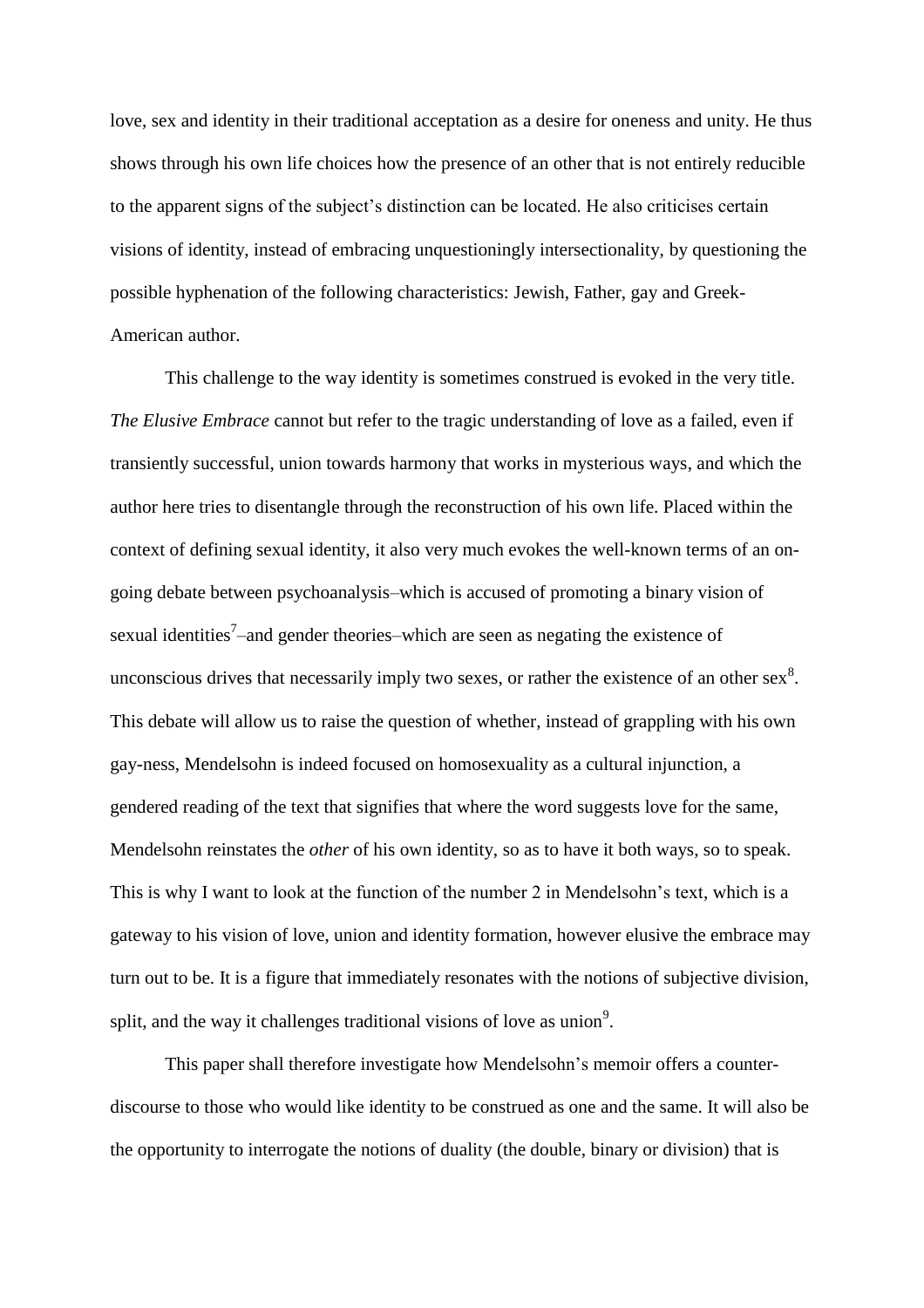love, sex and identity in their traditional acceptation as a desire for oneness and unity. He thus shows through his own life choices how the presence of an other that is not entirely reducible to the apparent signs of the subject's distinction can be located. He also criticises certain visions of identity, instead of embracing unquestioningly intersectionality, by questioning the possible hyphenation of the following characteristics: Jewish, Father, gay and Greek-American author.

This challenge to the way identity is sometimes construed is evoked in the very title. *The Elusive Embrace* cannot but refer to the tragic understanding of love as a failed, even if transiently successful, union towards harmony that works in mysterious ways, and which the author here tries to disentangle through the reconstruction of his own life. Placed within the context of defining sexual identity, it also very much evokes the well-known terms of an on-going debate between psychoanalysis–which is accused of promoting a binary vision of sexual identities[7]–and gender theories–which are seen as negating the existence of unconscious drives that necessarily imply two sexes, or rather the existence of an other sex[8]. This debate will allow us to raise the question of whether, instead of grappling with his own gay-ness, Mendelsohn is indeed focused on homosexuality as a cultural injunction, a gendered reading of the text that signifies that where the word suggests love for the same, Mendelsohn reinstates the *other* of his own identity, so as to have it both ways, so to speak. This is why I want to look at the function of the number 2 in Mendelsohn's text, which is a gateway to his vision of love, union and identity formation, however elusive the embrace may turn out to be. It is a figure that immediately resonates with the notions of subjective division, split, and the way it challenges traditional visions of love as union[9].

This paper shall therefore investigate how Mendelsohn's memoir offers a counter-discourse to those who would like identity to be construed as one and the same. It will also be the opportunity to interrogate the notions of duality (the double, binary or division) that is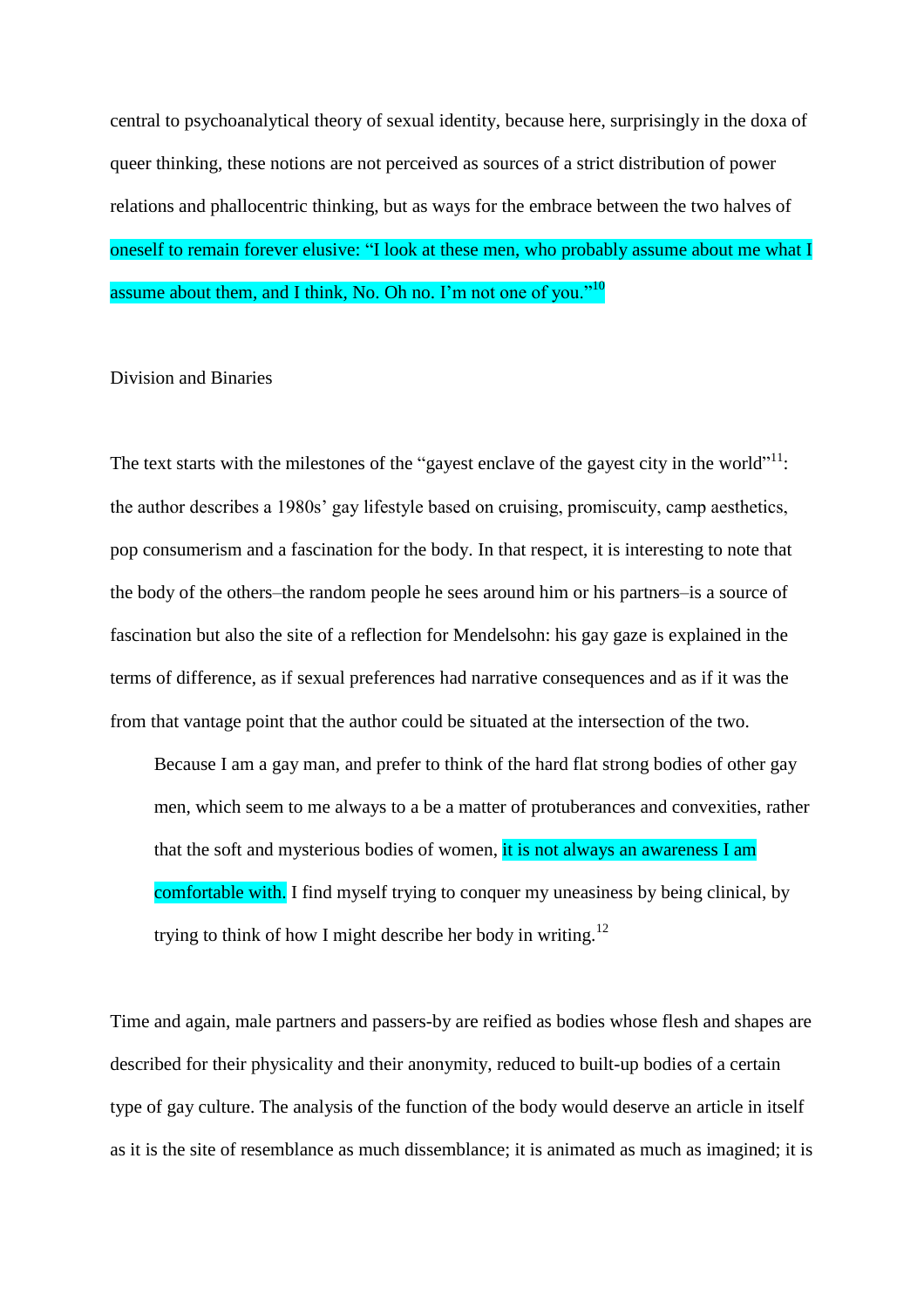central to psychoanalytical theory of sexual identity, because here, surprisingly in the doxa of queer thinking, these notions are not perceived as sources of a strict distribution of power relations and phallocentric thinking, but as ways for the embrace between the two halves of oneself to remain forever elusive: "I look at these men, who probably assume about me what I assume about them, and I think, No. Oh no. I'm not one of you."[10]

## Division and Binaries

The text starts with the milestones of the "gayest enclave of the gayest city in the world"[11]: the author describes a 1980s' gay lifestyle based on cruising, promiscuity, camp aesthetics, pop consumerism and a fascination for the body. In that respect, it is interesting to note that the body of the others–the random people he sees around him or his partners–is a source of fascination but also the site of a reflection for Mendelsohn: his gay gaze is explained in the terms of difference, as if sexual preferences had narrative consequences and as if it was the from that vantage point that the author could be situated at the intersection of the two.

> Because I am a gay man, and prefer to think of the hard flat strong bodies of other gay men, which seem to me always to a be a matter of protuberances and convexities, rather that the soft and mysterious bodies of women, it is not always an awareness I am comfortable with. I find myself trying to conquer my uneasiness by being clinical, by trying to think of how I might describe her body in writing.[12]

Time and again, male partners and passers-by are reified as bodies whose flesh and shapes are described for their physicality and their anonymity, reduced to built-up bodies of a certain type of gay culture. The analysis of the function of the body would deserve an article in itself as it is the site of resemblance as much dissemblance; it is animated as much as imagined; it is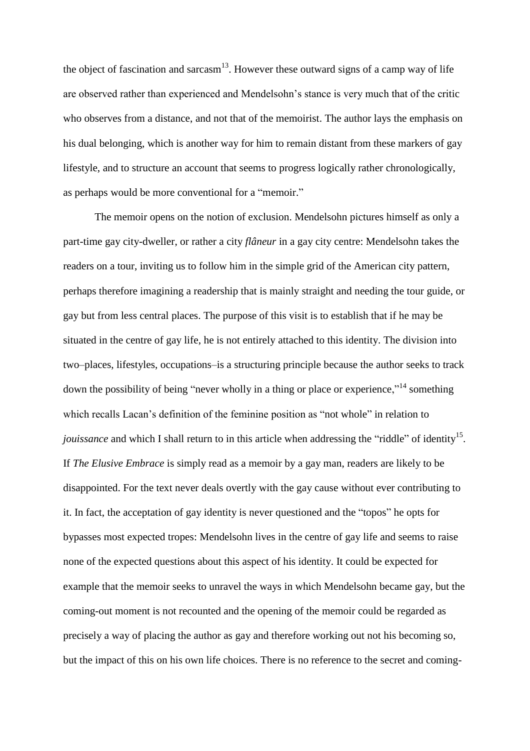the object of fascination and sarcasm[13]. However these outward signs of a camp way of life are observed rather than experienced and Mendelsohn's stance is very much that of the critic who observes from a distance, and not that of the memoirist. The author lays the emphasis on his dual belonging, which is another way for him to remain distant from these markers of gay lifestyle, and to structure an account that seems to progress logically rather chronologically, as perhaps would be more conventional for a "memoir."

The memoir opens on the notion of exclusion. Mendelsohn pictures himself as only a part-time gay city-dweller, or rather a city *flâneur* in a gay city centre: Mendelsohn takes the readers on a tour, inviting us to follow him in the simple grid of the American city pattern, perhaps therefore imagining a readership that is mainly straight and needing the tour guide, or gay but from less central places. The purpose of this visit is to establish that if he may be situated in the centre of gay life, he is not entirely attached to this identity. The division into two–places, lifestyles, occupations–is a structuring principle because the author seeks to track down the possibility of being "never wholly in a thing or place or experience,"[14] something which recalls Lacan's definition of the feminine position as "not whole" in relation to *jouissance* and which I shall return to in this article when addressing the "riddle" of identity[15]. If *The Elusive Embrace* is simply read as a memoir by a gay man, readers are likely to be disappointed. For the text never deals overtly with the gay cause without ever contributing to it. In fact, the acceptation of gay identity is never questioned and the "topos" he opts for bypasses most expected tropes: Mendelsohn lives in the centre of gay life and seems to raise none of the expected questions about this aspect of his identity. It could be expected for example that the memoir seeks to unravel the ways in which Mendelsohn became gay, but the coming-out moment is not recounted and the opening of the memoir could be regarded as precisely a way of placing the author as gay and therefore working out not his becoming so, but the impact of this on his own life choices. There is no reference to the secret and coming-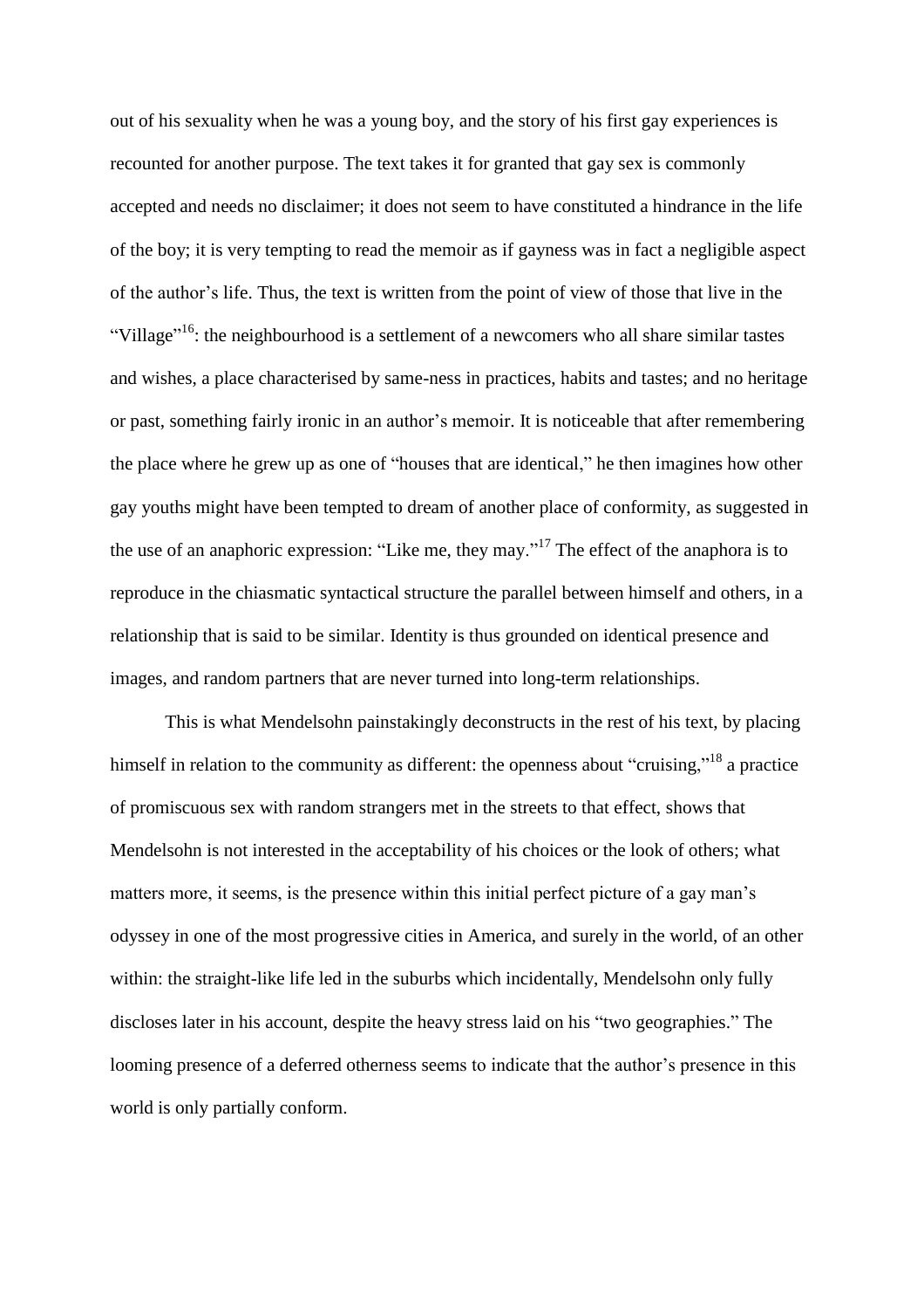out of his sexuality when he was a young boy, and the story of his first gay experiences is recounted for another purpose. The text takes it for granted that gay sex is commonly accepted and needs no disclaimer; it does not seem to have constituted a hindrance in the life of the boy; it is very tempting to read the memoir as if gayness was in fact a negligible aspect of the author's life. Thus, the text is written from the point of view of those that live in the "Village"[16]: the neighbourhood is a settlement of a newcomers who all share similar tastes and wishes, a place characterised by same-ness in practices, habits and tastes; and no heritage or past, something fairly ironic in an author's memoir. It is noticeable that after remembering the place where he grew up as one of "houses that are identical," he then imagines how other gay youths might have been tempted to dream of another place of conformity, as suggested in the use of an anaphoric expression: "Like me, they may."[17] The effect of the anaphora is to reproduce in the chiasmatic syntactical structure the parallel between himself and others, in a relationship that is said to be similar. Identity is thus grounded on identical presence and images, and random partners that are never turned into long-term relationships.

This is what Mendelsohn painstakingly deconstructs in the rest of his text, by placing himself in relation to the community as different: the openness about "cruising,"[18] a practice of promiscuous sex with random strangers met in the streets to that effect, shows that Mendelsohn is not interested in the acceptability of his choices or the look of others; what matters more, it seems, is the presence within this initial perfect picture of a gay man's odyssey in one of the most progressive cities in America, and surely in the world, of an other within: the straight-like life led in the suburbs which incidentally, Mendelsohn only fully discloses later in his account, despite the heavy stress laid on his "two geographies." The looming presence of a deferred otherness seems to indicate that the author's presence in this world is only partially conform.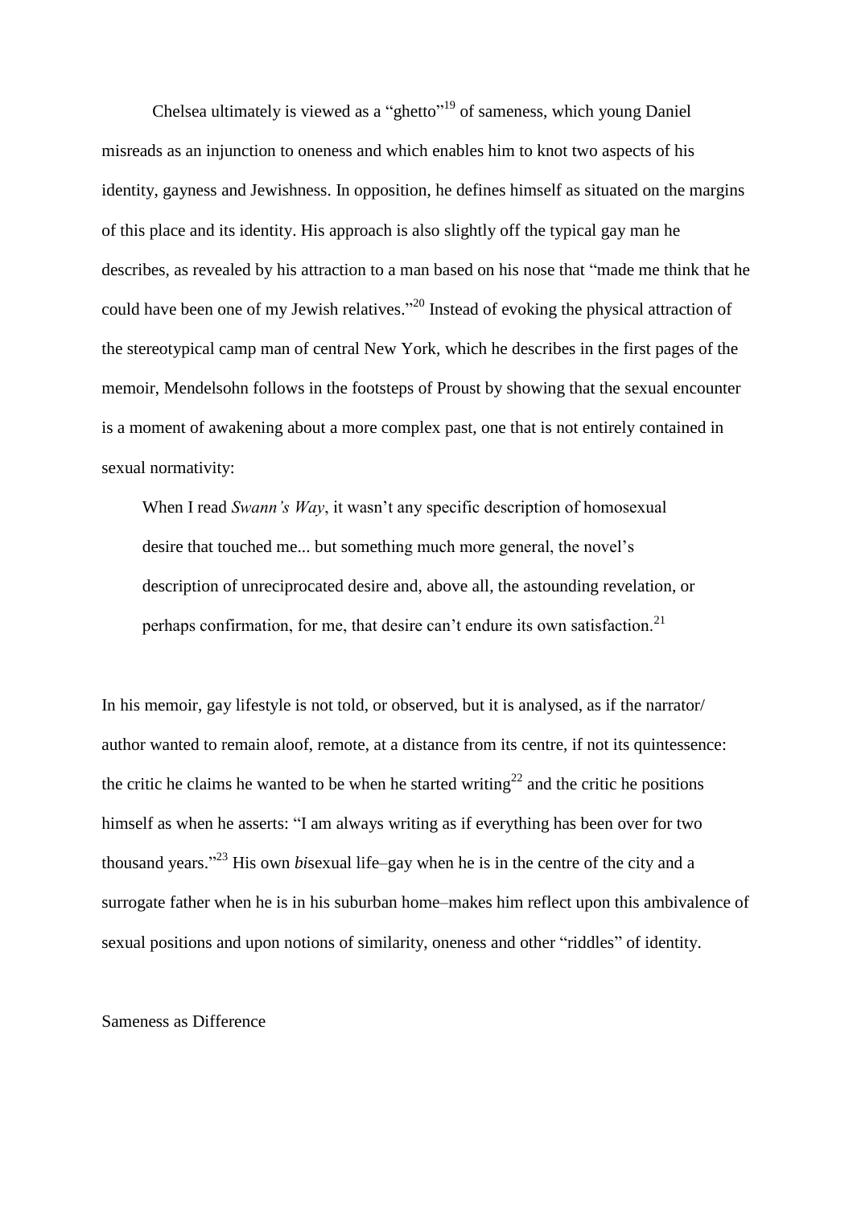Chelsea ultimately is viewed as a “ghetto”[19] of sameness, which young Daniel misreads as an injunction to oneness and which enables him to knot two aspects of his identity, gayness and Jewishness. In opposition, he defines himself as situated on the margins of this place and its identity. His approach is also slightly off the typical gay man he describes, as revealed by his attraction to a man based on his nose that “made me think that he could have been one of my Jewish relatives.”[20] Instead of evoking the physical attraction of the stereotypical camp man of central New York, which he describes in the first pages of the memoir, Mendelsohn follows in the footsteps of Proust by showing that the sexual encounter is a moment of awakening about a more complex past, one that is not entirely contained in sexual normativity:

> When I read *Swann’s Way*, it wasn’t any specific description of homosexual desire that touched me... but something much more general, the novel’s description of unreciprocated desire and, above all, the astounding revelation, or perhaps confirmation, for me, that desire can’t endure its own satisfaction.[21]

In his memoir, gay lifestyle is not told, or observed, but it is analysed, as if the narrator/ author wanted to remain aloof, remote, at a distance from its centre, if not its quintessence: the critic he claims he wanted to be when he started writing[22] and the critic he positions himself as when he asserts: “I am always writing as if everything has been over for two thousand years.”[23] His own *bi*sexual life–gay when he is in the centre of the city and a surrogate father when he is in his suburban home–makes him reflect upon this ambivalence of sexual positions and upon notions of similarity, oneness and other “riddles” of identity.

## Sameness as Difference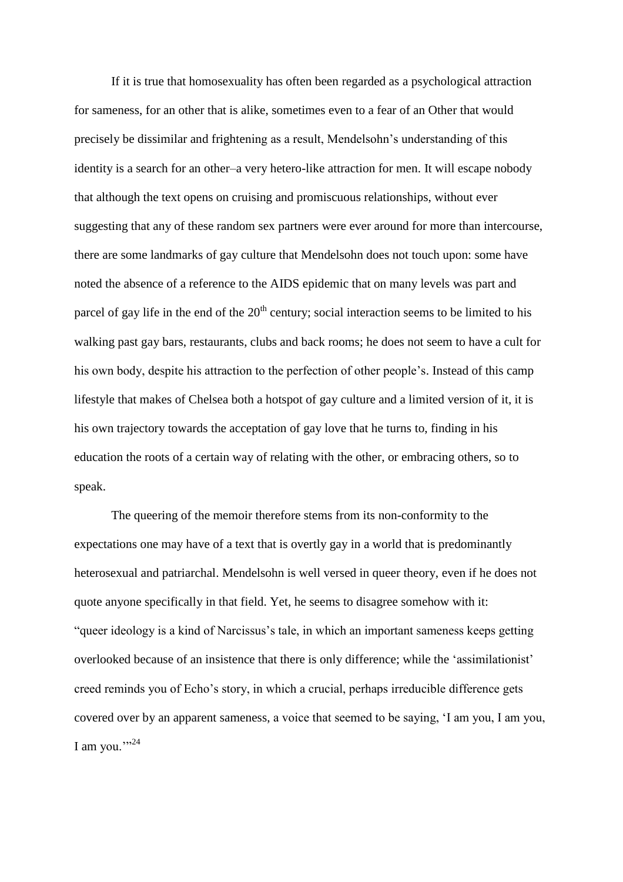If it is true that homosexuality has often been regarded as a psychological attraction for sameness, for an other that is alike, sometimes even to a fear of an Other that would precisely be dissimilar and frightening as a result, Mendelsohn's understanding of this identity is a search for an other–a very hetero-like attraction for men. It will escape nobody that although the text opens on cruising and promiscuous relationships, without ever suggesting that any of these random sex partners were ever around for more than intercourse, there are some landmarks of gay culture that Mendelsohn does not touch upon: some have noted the absence of a reference to the AIDS epidemic that on many levels was part and parcel of gay life in the end of the 20th century; social interaction seems to be limited to his walking past gay bars, restaurants, clubs and back rooms; he does not seem to have a cult for his own body, despite his attraction to the perfection of other people's. Instead of this camp lifestyle that makes of Chelsea both a hotspot of gay culture and a limited version of it, it is his own trajectory towards the acceptation of gay love that he turns to, finding in his education the roots of a certain way of relating with the other, or embracing others, so to speak.

The queering of the memoir therefore stems from its non-conformity to the expectations one may have of a text that is overtly gay in a world that is predominantly heterosexual and patriarchal. Mendelsohn is well versed in queer theory, even if he does not quote anyone specifically in that field. Yet, he seems to disagree somehow with it: "queer ideology is a kind of Narcissus's tale, in which an important sameness keeps getting overlooked because of an insistence that there is only difference; while the 'assimilationist' creed reminds you of Echo's story, in which a crucial, perhaps irreducible difference gets covered over by an apparent sameness, a voice that seemed to be saying, 'I am you, I am you, I am you.'"[24]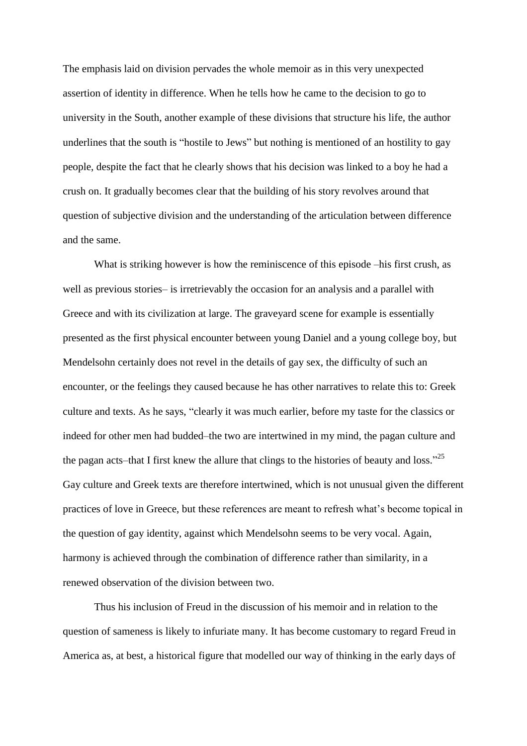The emphasis laid on division pervades the whole memoir as in this very unexpected assertion of identity in difference. When he tells how he came to the decision to go to university in the South, another example of these divisions that structure his life, the author underlines that the south is "hostile to Jews" but nothing is mentioned of an hostility to gay people, despite the fact that he clearly shows that his decision was linked to a boy he had a crush on. It gradually becomes clear that the building of his story revolves around that question of subjective division and the understanding of the articulation between difference and the same.

What is striking however is how the reminiscence of this episode –his first crush, as well as previous stories– is irretrievably the occasion for an analysis and a parallel with Greece and with its civilization at large. The graveyard scene for example is essentially presented as the first physical encounter between young Daniel and a young college boy, but Mendelsohn certainly does not revel in the details of gay sex, the difficulty of such an encounter, or the feelings they caused because he has other narratives to relate this to: Greek culture and texts. As he says, "clearly it was much earlier, before my taste for the classics or indeed for other men had budded–the two are intertwined in my mind, the pagan culture and the pagan acts–that I first knew the allure that clings to the histories of beauty and loss."[25] Gay culture and Greek texts are therefore intertwined, which is not unusual given the different practices of love in Greece, but these references are meant to refresh what's become topical in the question of gay identity, against which Mendelsohn seems to be very vocal. Again, harmony is achieved through the combination of difference rather than similarity, in a renewed observation of the division between two.

Thus his inclusion of Freud in the discussion of his memoir and in relation to the question of sameness is likely to infuriate many. It has become customary to regard Freud in America as, at best, a historical figure that modelled our way of thinking in the early days of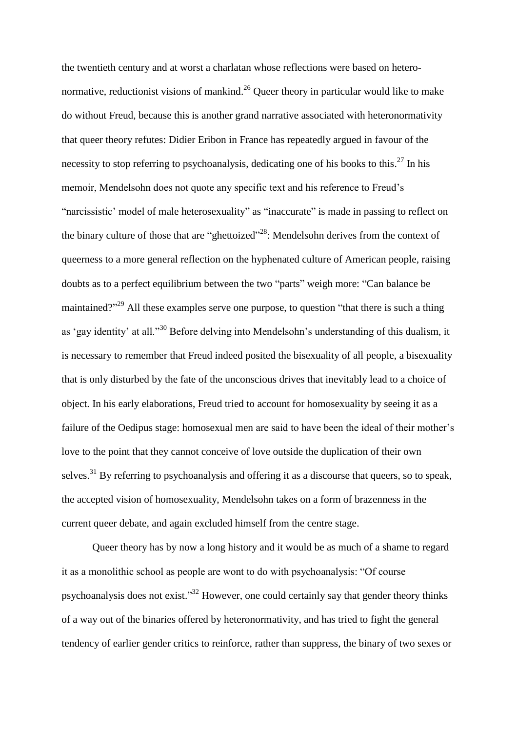the twentieth century and at worst a charlatan whose reflections were based on hetero-normative, reductionist visions of mankind.[26] Queer theory in particular would like to make do without Freud, because this is another grand narrative associated with heteronormativity that queer theory refutes: Didier Eribon in France has repeatedly argued in favour of the necessity to stop referring to psychoanalysis, dedicating one of his books to this.[27] In his memoir, Mendelsohn does not quote any specific text and his reference to Freud's "narcissistic' model of male heterosexuality" as "inaccurate" is made in passing to reflect on the binary culture of those that are "ghettoized"[28]: Mendelsohn derives from the context of queerness to a more general reflection on the hyphenated culture of American people, raising doubts as to a perfect equilibrium between the two "parts" weigh more: "Can balance be maintained?"[29] All these examples serve one purpose, to question "that there is such a thing as 'gay identity' at all."[30] Before delving into Mendelsohn's understanding of this dualism, it is necessary to remember that Freud indeed posited the bisexuality of all people, a bisexuality that is only disturbed by the fate of the unconscious drives that inevitably lead to a choice of object. In his early elaborations, Freud tried to account for homosexuality by seeing it as a failure of the Oedipus stage: homosexual men are said to have been the ideal of their mother's love to the point that they cannot conceive of love outside the duplication of their own selves.[31] By referring to psychoanalysis and offering it as a discourse that queers, so to speak, the accepted vision of homosexuality, Mendelsohn takes on a form of brazenness in the current queer debate, and again excluded himself from the centre stage.

Queer theory has by now a long history and it would be as much of a shame to regard it as a monolithic school as people are wont to do with psychoanalysis: "Of course psychoanalysis does not exist."[32] However, one could certainly say that gender theory thinks of a way out of the binaries offered by heteronormativity, and has tried to fight the general tendency of earlier gender critics to reinforce, rather than suppress, the binary of two sexes or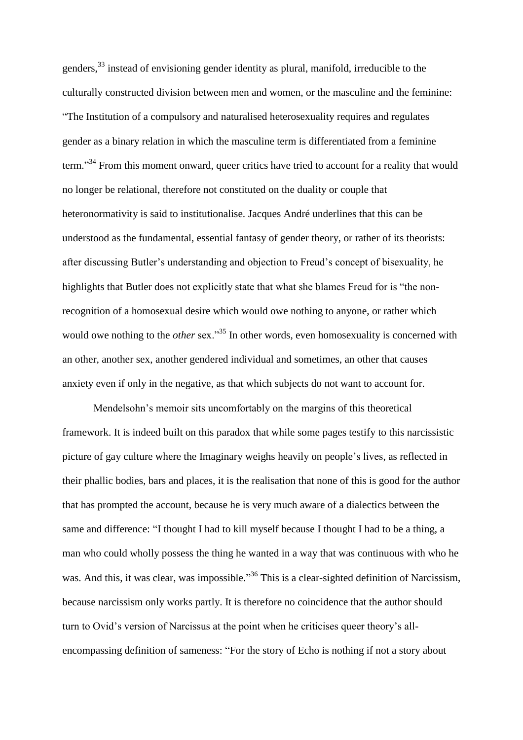genders,[33] instead of envisioning gender identity as plural, manifold, irreducible to the culturally constructed division between men and women, or the masculine and the feminine: "The Institution of a compulsory and naturalised heterosexuality requires and regulates gender as a binary relation in which the masculine term is differentiated from a feminine term."[34] From this moment onward, queer critics have tried to account for a reality that would no longer be relational, therefore not constituted on the duality or couple that heteronormativity is said to institutionalise. Jacques André underlines that this can be understood as the fundamental, essential fantasy of gender theory, or rather of its theorists: after discussing Butler's understanding and objection to Freud's concept of bisexuality, he highlights that Butler does not explicitly state that what she blames Freud for is "the non-recognition of a homosexual desire which would owe nothing to anyone, or rather which would owe nothing to the *other* sex."[35] In other words, even homosexuality is concerned with an other, another sex, another gendered individual and sometimes, an other that causes anxiety even if only in the negative, as that which subjects do not want to account for.

Mendelsohn's memoir sits uncomfortably on the margins of this theoretical framework. It is indeed built on this paradox that while some pages testify to this narcissistic picture of gay culture where the Imaginary weighs heavily on people's lives, as reflected in their phallic bodies, bars and places, it is the realisation that none of this is good for the author that has prompted the account, because he is very much aware of a dialectics between the same and difference: "I thought I had to kill myself because I thought I had to be a thing, a man who could wholly possess the thing he wanted in a way that was continuous with who he was. And this, it was clear, was impossible."[36] This is a clear-sighted definition of Narcissism, because narcissism only works partly. It is therefore no coincidence that the author should turn to Ovid's version of Narcissus at the point when he criticises queer theory's all-encompassing definition of sameness: "For the story of Echo is nothing if not a story about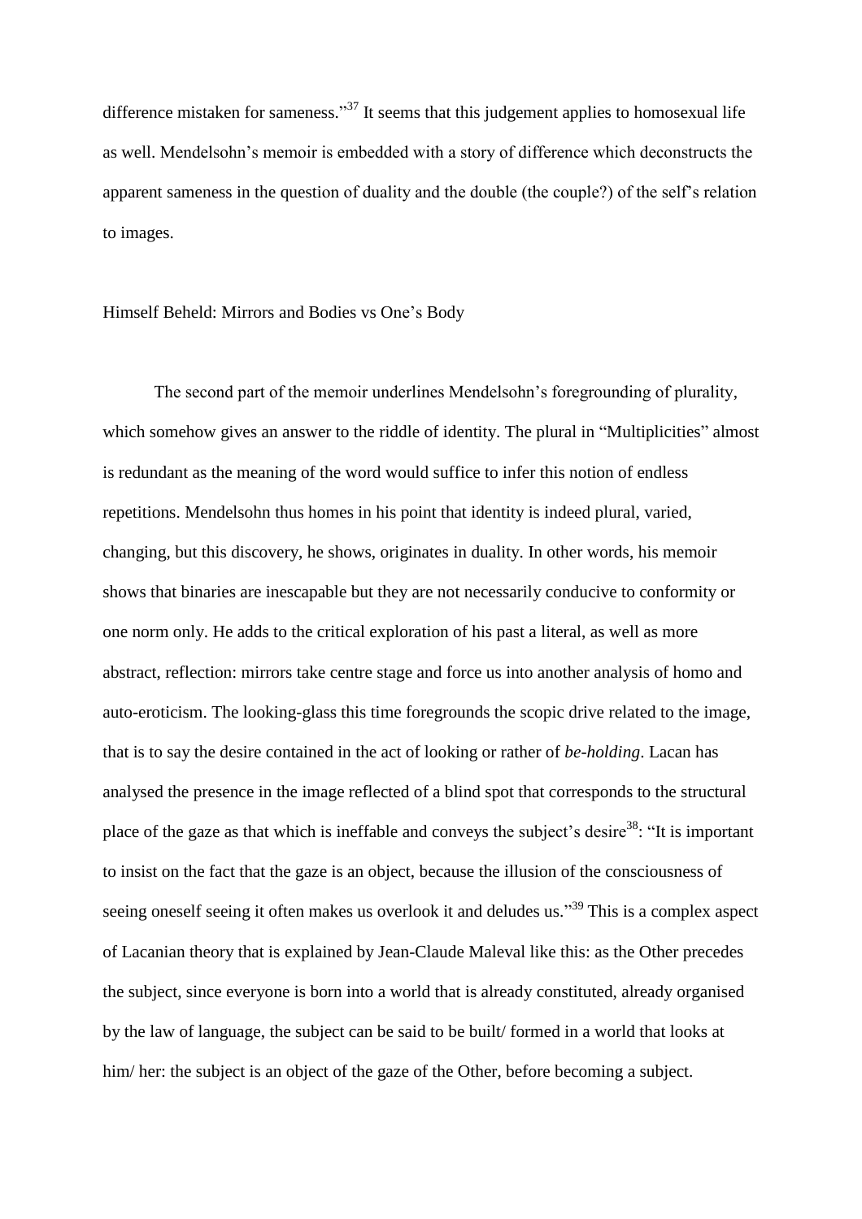difference mistaken for sameness."[37] It seems that this judgement applies to homosexual life as well. Mendelsohn's memoir is embedded with a story of difference which deconstructs the apparent sameness in the question of duality and the double (the couple?) of the self's relation to images.

## Himself Beheld: Mirrors and Bodies vs One's Body

The second part of the memoir underlines Mendelsohn's foregrounding of plurality, which somehow gives an answer to the riddle of identity. The plural in "Multiplicities" almost is redundant as the meaning of the word would suffice to infer this notion of endless repetitions. Mendelsohn thus homes in his point that identity is indeed plural, varied, changing, but this discovery, he shows, originates in duality. In other words, his memoir shows that binaries are inescapable but they are not necessarily conducive to conformity or one norm only. He adds to the critical exploration of his past a literal, as well as more abstract, reflection: mirrors take centre stage and force us into another analysis of homo and auto-eroticism. The looking-glass this time foregrounds the scopic drive related to the image, that is to say the desire contained in the act of looking or rather of *be-holding*. Lacan has analysed the presence in the image reflected of a blind spot that corresponds to the structural place of the gaze as that which is ineffable and conveys the subject's desire[38]: "It is important to insist on the fact that the gaze is an object, because the illusion of the consciousness of seeing oneself seeing it often makes us overlook it and deludes us."[39] This is a complex aspect of Lacanian theory that is explained by Jean-Claude Maleval like this: as the Other precedes the subject, since everyone is born into a world that is already constituted, already organised by the law of language, the subject can be said to be built/ formed in a world that looks at him/ her: the subject is an object of the gaze of the Other, before becoming a subject.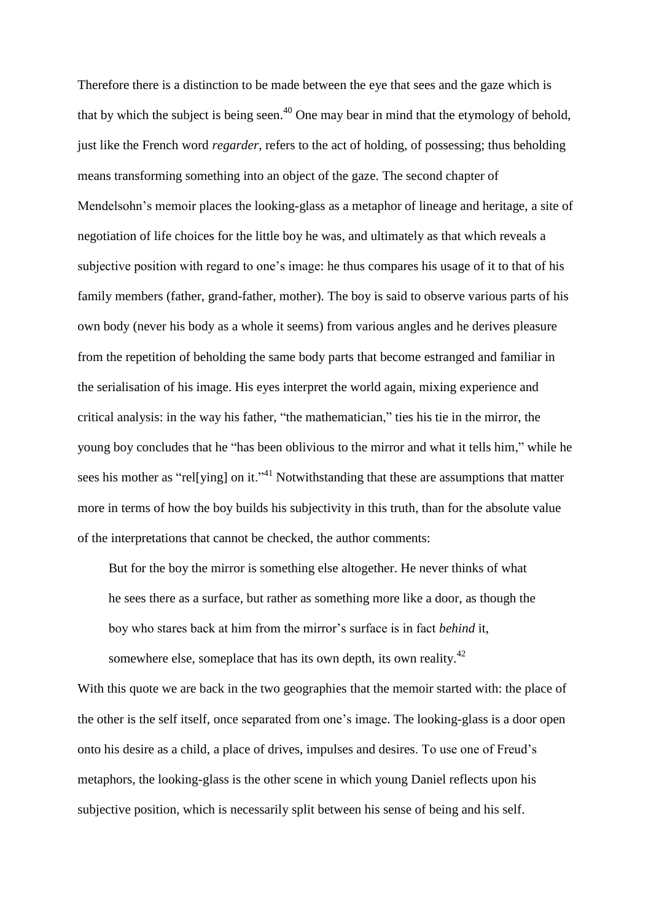Therefore there is a distinction to be made between the eye that sees and the gaze which is that by which the subject is being seen.[40] One may bear in mind that the etymology of behold, just like the French word *regarder*, refers to the act of holding, of possessing; thus beholding means transforming something into an object of the gaze. The second chapter of Mendelsohn's memoir places the looking-glass as a metaphor of lineage and heritage, a site of negotiation of life choices for the little boy he was, and ultimately as that which reveals a subjective position with regard to one's image: he thus compares his usage of it to that of his family members (father, grand-father, mother). The boy is said to observe various parts of his own body (never his body as a whole it seems) from various angles and he derives pleasure from the repetition of beholding the same body parts that become estranged and familiar in the serialisation of his image. His eyes interpret the world again, mixing experience and critical analysis: in the way his father, "the mathematician," ties his tie in the mirror, the young boy concludes that he "has been oblivious to the mirror and what it tells him," while he sees his mother as "rel[ying] on it."[41] Notwithstanding that these are assumptions that matter more in terms of how the boy builds his subjectivity in this truth, than for the absolute value of the interpretations that cannot be checked, the author comments:

> But for the boy the mirror is something else altogether. He never thinks of what he sees there as a surface, but rather as something more like a door, as though the boy who stares back at him from the mirror's surface is in fact *behind* it, somewhere else, someplace that has its own depth, its own reality.[42]

With this quote we are back in the two geographies that the memoir started with: the place of the other is the self itself, once separated from one's image. The looking-glass is a door open onto his desire as a child, a place of drives, impulses and desires. To use one of Freud's metaphors, the looking-glass is the other scene in which young Daniel reflects upon his subjective position, which is necessarily split between his sense of being and his self.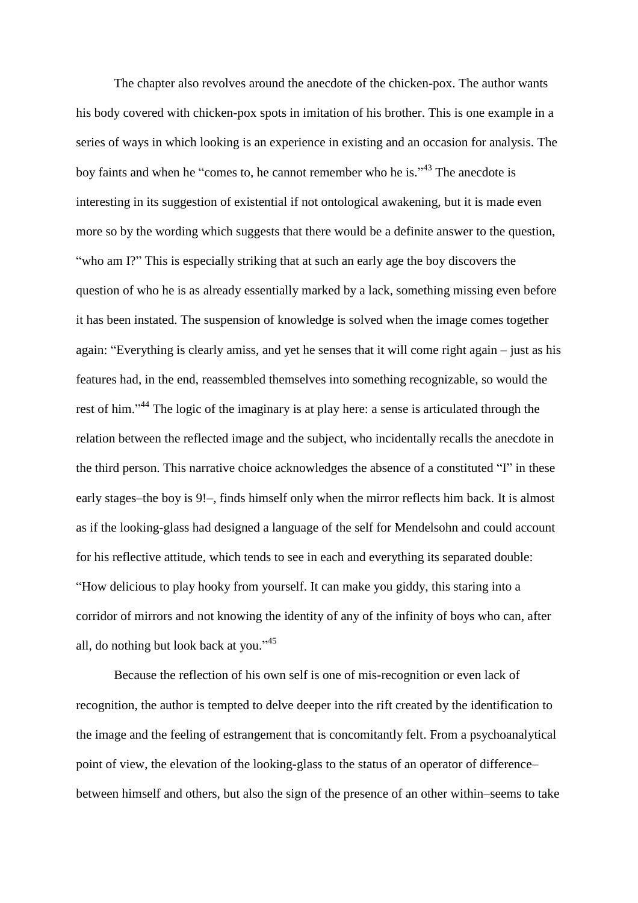The chapter also revolves around the anecdote of the chicken-pox. The author wants his body covered with chicken-pox spots in imitation of his brother. This is one example in a series of ways in which looking is an experience in existing and an occasion for analysis. The boy faints and when he "comes to, he cannot remember who he is."[43] The anecdote is interesting in its suggestion of existential if not ontological awakening, but it is made even more so by the wording which suggests that there would be a definite answer to the question, "who am I?" This is especially striking that at such an early age the boy discovers the question of who he is as already essentially marked by a lack, something missing even before it has been instated. The suspension of knowledge is solved when the image comes together again: "Everything is clearly amiss, and yet he senses that it will come right again – just as his features had, in the end, reassembled themselves into something recognizable, so would the rest of him."[44] The logic of the imaginary is at play here: a sense is articulated through the relation between the reflected image and the subject, who incidentally recalls the anecdote in the third person. This narrative choice acknowledges the absence of a constituted "I" in these early stages–the boy is 9!–, finds himself only when the mirror reflects him back. It is almost as if the looking-glass had designed a language of the self for Mendelsohn and could account for his reflective attitude, which tends to see in each and everything its separated double: "How delicious to play hooky from yourself. It can make you giddy, this staring into a corridor of mirrors and not knowing the identity of any of the infinity of boys who can, after all, do nothing but look back at you."[45]

Because the reflection of his own self is one of mis-recognition or even lack of recognition, the author is tempted to delve deeper into the rift created by the identification to the image and the feeling of estrangement that is concomitantly felt. From a psychoanalytical point of view, the elevation of the looking-glass to the status of an operator of difference–between himself and others, but also the sign of the presence of an other within–seems to take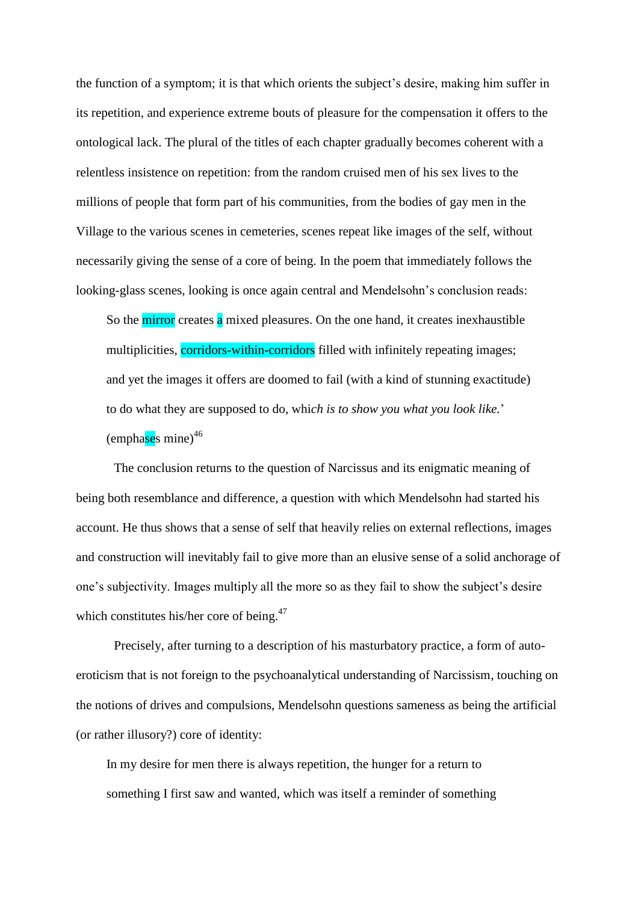the function of a symptom; it is that which orients the subject's desire, making him suffer in its repetition, and experience extreme bouts of pleasure for the compensation it offers to the ontological lack. The plural of the titles of each chapter gradually becomes coherent with a relentless insistence on repetition: from the random cruised men of his sex lives to the millions of people that form part of his communities, from the bodies of gay men in the Village to the various scenes in cemeteries, scenes repeat like images of the self, without necessarily giving the sense of a core of being. In the poem that immediately follows the looking-glass scenes, looking is once again central and Mendelsohn's conclusion reads:

> So the mirror creates a mixed pleasures. On the one hand, it creates inexhaustible multiplicities, corridors-within-corridors filled with infinitely repeating images; and yet the images it offers are doomed to fail (with a kind of stunning exactitude) to do what they are supposed to do, whi*ch is to show you what you look like.*' (emphases mine)[46]

The conclusion returns to the question of Narcissus and its enigmatic meaning of being both resemblance and difference, a question with which Mendelsohn had started his account. He thus shows that a sense of self that heavily relies on external reflections, images and construction will inevitably fail to give more than an elusive sense of a solid anchorage of one's subjectivity. Images multiply all the more so as they fail to show the subject's desire which constitutes his/her core of being.[47]

Precisely, after turning to a description of his masturbatory practice, a form of auto-eroticism that is not foreign to the psychoanalytical understanding of Narcissism, touching on the notions of drives and compulsions, Mendelsohn questions sameness as being the artificial (or rather illusory?) core of identity:

> In my desire for men there is always repetition, the hunger for a return to something I first saw and wanted, which was itself a reminder of something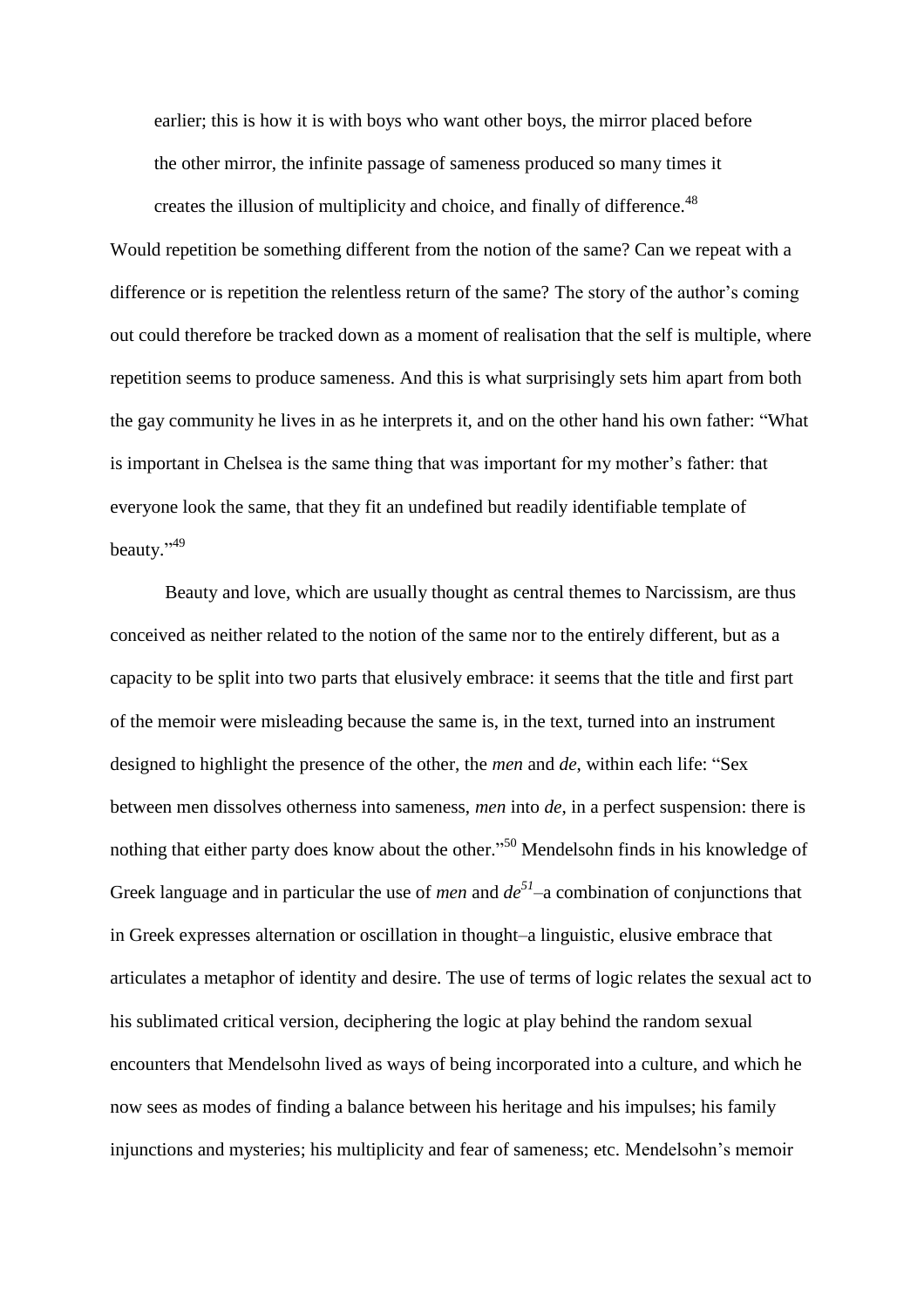> earlier; this is how it is with boys who want other boys, the mirror placed before the other mirror, the infinite passage of sameness produced so many times it creates the illusion of multiplicity and choice, and finally of difference.[48]

Would repetition be something different from the notion of the same? Can we repeat with a difference or is repetition the relentless return of the same? The story of the author's coming out could therefore be tracked down as a moment of realisation that the self is multiple, where repetition seems to produce sameness. And this is what surprisingly sets him apart from both the gay community he lives in as he interprets it, and on the other hand his own father: "What is important in Chelsea is the same thing that was important for my mother's father: that everyone look the same, that they fit an undefined but readily identifiable template of beauty."[49]

Beauty and love, which are usually thought as central themes to Narcissism, are thus conceived as neither related to the notion of the same nor to the entirely different, but as a capacity to be split into two parts that elusively embrace: it seems that the title and first part of the memoir were misleading because the same is, in the text, turned into an instrument designed to highlight the presence of the other, the *men* and *de*, within each life: "Sex between men dissolves otherness into sameness, *men* into *de*, in a perfect suspension: there is nothing that either party does know about the other."[50] Mendelsohn finds in his knowledge of Greek language and in particular the use of *men* and *de*[51]–a combination of conjunctions that in Greek expresses alternation or oscillation in thought–a linguistic, elusive embrace that articulates a metaphor of identity and desire. The use of terms of logic relates the sexual act to his sublimated critical version, deciphering the logic at play behind the random sexual encounters that Mendelsohn lived as ways of being incorporated into a culture, and which he now sees as modes of finding a balance between his heritage and his impulses; his family injunctions and mysteries; his multiplicity and fear of sameness; etc. Mendelsohn's memoir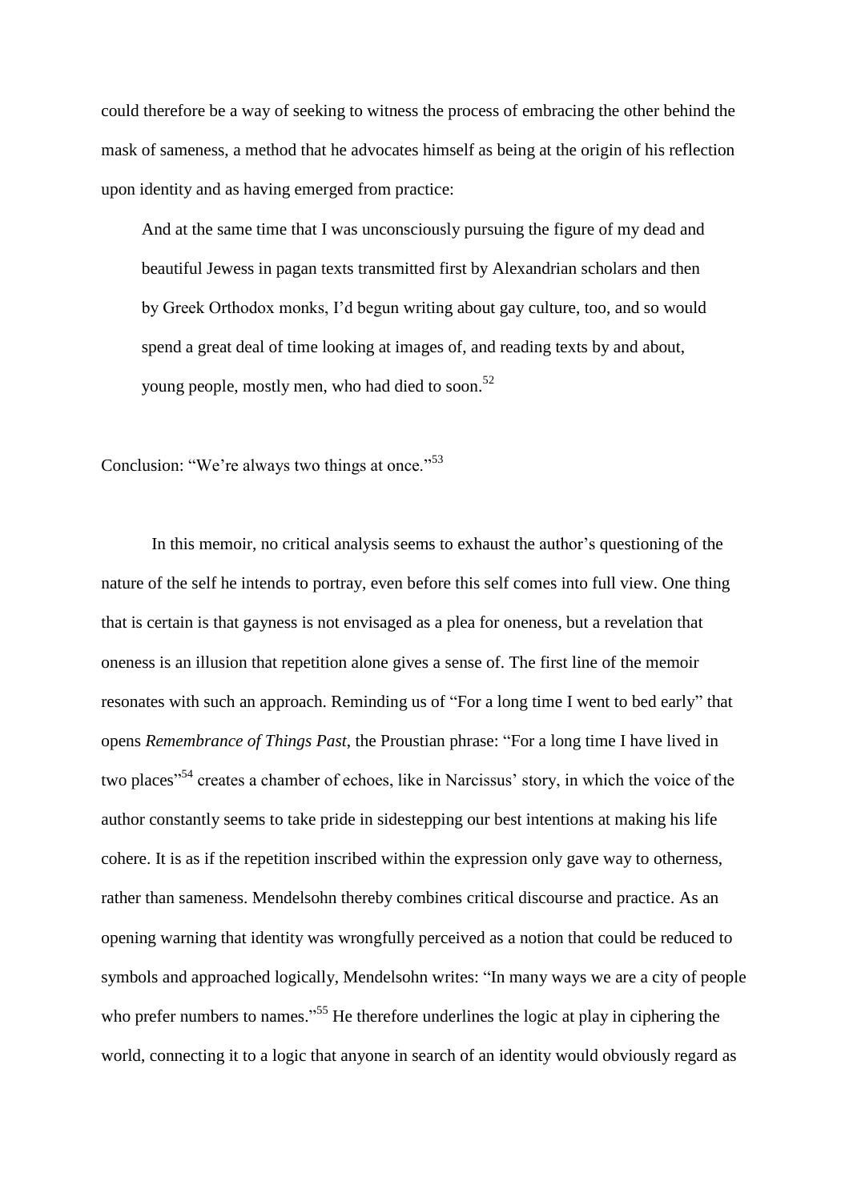could therefore be a way of seeking to witness the process of embracing the other behind the mask of sameness, a method that he advocates himself as being at the origin of his reflection upon identity and as having emerged from practice:

> And at the same time that I was unconsciously pursuing the figure of my dead and beautiful Jewess in pagan texts transmitted first by Alexandrian scholars and then by Greek Orthodox monks, I'd begun writing about gay culture, too, and so would spend a great deal of time looking at images of, and reading texts by and about, young people, mostly men, who had died to soon.[52]

## Conclusion: "We're always two things at once."[53]

In this memoir, no critical analysis seems to exhaust the author's questioning of the nature of the self he intends to portray, even before this self comes into full view. One thing that is certain is that gayness is not envisaged as a plea for oneness, but a revelation that oneness is an illusion that repetition alone gives a sense of. The first line of the memoir resonates with such an approach. Reminding us of "For a long time I went to bed early" that opens *Remembrance of Things Past*, the Proustian phrase: "For a long time I have lived in two places"[54] creates a chamber of echoes, like in Narcissus' story, in which the voice of the author constantly seems to take pride in sidestepping our best intentions at making his life cohere. It is as if the repetition inscribed within the expression only gave way to otherness, rather than sameness. Mendelsohn thereby combines critical discourse and practice. As an opening warning that identity was wrongfully perceived as a notion that could be reduced to symbols and approached logically, Mendelsohn writes: "In many ways we are a city of people who prefer numbers to names."[55] He therefore underlines the logic at play in ciphering the world, connecting it to a logic that anyone in search of an identity would obviously regard as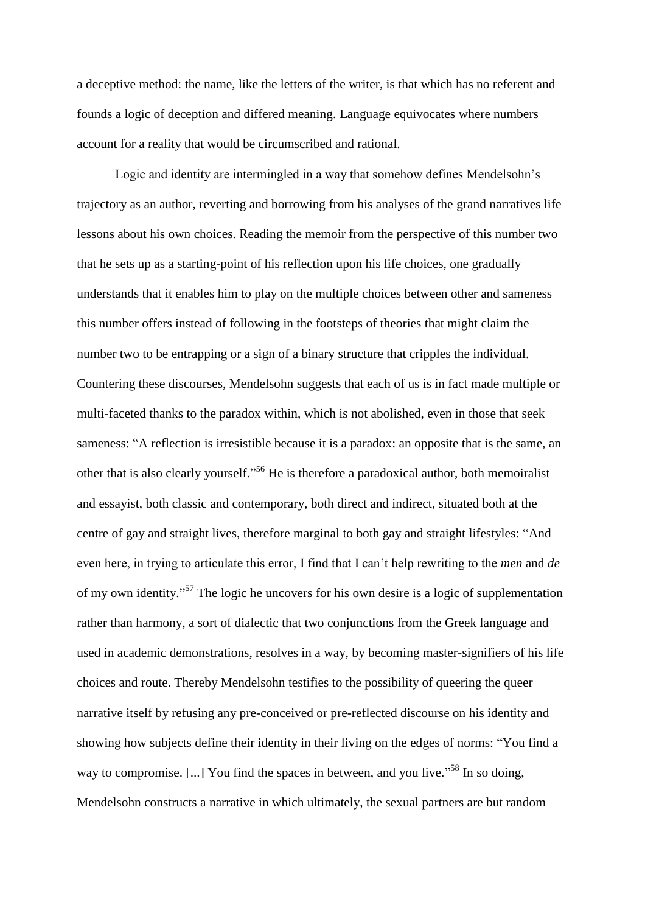a deceptive method: the name, like the letters of the writer, is that which has no referent and founds a logic of deception and differed meaning. Language equivocates where numbers account for a reality that would be circumscribed and rational.

Logic and identity are intermingled in a way that somehow defines Mendelsohn's trajectory as an author, reverting and borrowing from his analyses of the grand narratives life lessons about his own choices. Reading the memoir from the perspective of this number two that he sets up as a starting-point of his reflection upon his life choices, one gradually understands that it enables him to play on the multiple choices between other and sameness this number offers instead of following in the footsteps of theories that might claim the number two to be entrapping or a sign of a binary structure that cripples the individual. Countering these discourses, Mendelsohn suggests that each of us is in fact made multiple or multi-faceted thanks to the paradox within, which is not abolished, even in those that seek sameness: "A reflection is irresistible because it is a paradox: an opposite that is the same, an other that is also clearly yourself."[56] He is therefore a paradoxical author, both memoiralist and essayist, both classic and contemporary, both direct and indirect, situated both at the centre of gay and straight lives, therefore marginal to both gay and straight lifestyles: "And even here, in trying to articulate this error, I find that I can't help rewriting to the *men* and *de* of my own identity."[57] The logic he uncovers for his own desire is a logic of supplementation rather than harmony, a sort of dialectic that two conjunctions from the Greek language and used in academic demonstrations, resolves in a way, by becoming master-signifiers of his life choices and route. Thereby Mendelsohn testifies to the possibility of queering the queer narrative itself by refusing any pre-conceived or pre-reflected discourse on his identity and showing how subjects define their identity in their living on the edges of norms: "You find a way to compromise. [...] You find the spaces in between, and you live."[58] In so doing, Mendelsohn constructs a narrative in which ultimately, the sexual partners are but random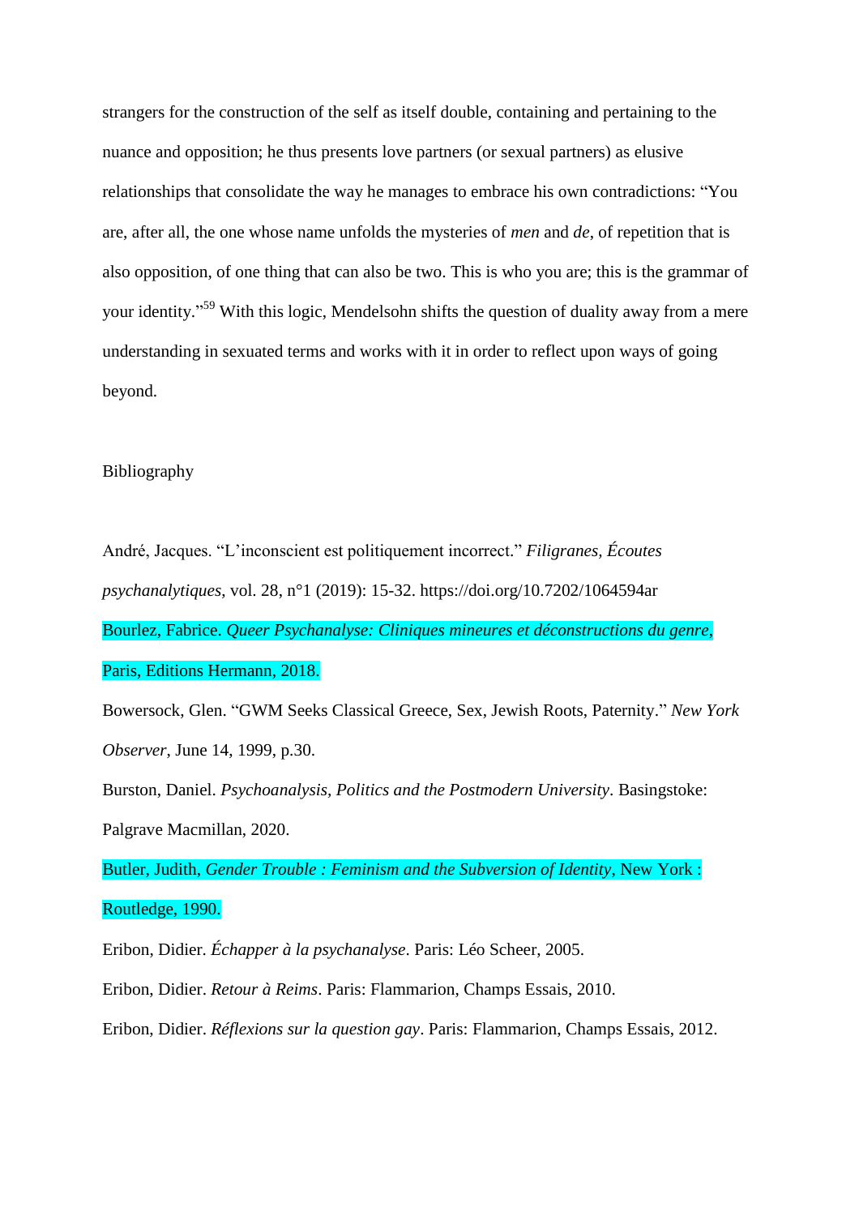strangers for the construction of the self as itself double, containing and pertaining to the nuance and opposition; he thus presents love partners (or sexual partners) as elusive relationships that consolidate the way he manages to embrace his own contradictions: "You are, after all, the one whose name unfolds the mysteries of *men* and *de*, of repetition that is also opposition, of one thing that can also be two. This is who you are; this is the grammar of your identity."[59] With this logic, Mendelsohn shifts the question of duality away from a mere understanding in sexuated terms and works with it in order to reflect upon ways of going beyond.

## Bibliography

André, Jacques. "L'inconscient est politiquement incorrect." *Filigranes, Écoutes psychanalytiques*, vol. 28, n°1 (2019): 15-32. https://doi.org/10.7202/1064594ar

Bourlez, Fabrice. *Queer Psychanalyse: Cliniques mineures et déconstructions du genre*, Paris, Editions Hermann, 2018.

Bowersock, Glen. "GWM Seeks Classical Greece, Sex, Jewish Roots, Paternity." *New York Observer*, June 14, 1999, p.30.

Burston, Daniel. *Psychoanalysis, Politics and the Postmodern University*. Basingstoke: Palgrave Macmillan, 2020.

Butler, Judith, *Gender Trouble : Feminism and the Subversion of Identity*, New York : Routledge, 1990.

Eribon, Didier. *Échapper à la psychanalyse*. Paris: Léo Scheer, 2005.

Eribon, Didier. *Retour à Reims*. Paris: Flammarion, Champs Essais, 2010.

Eribon, Didier. *Réflexions sur la question gay*. Paris: Flammarion, Champs Essais, 2012.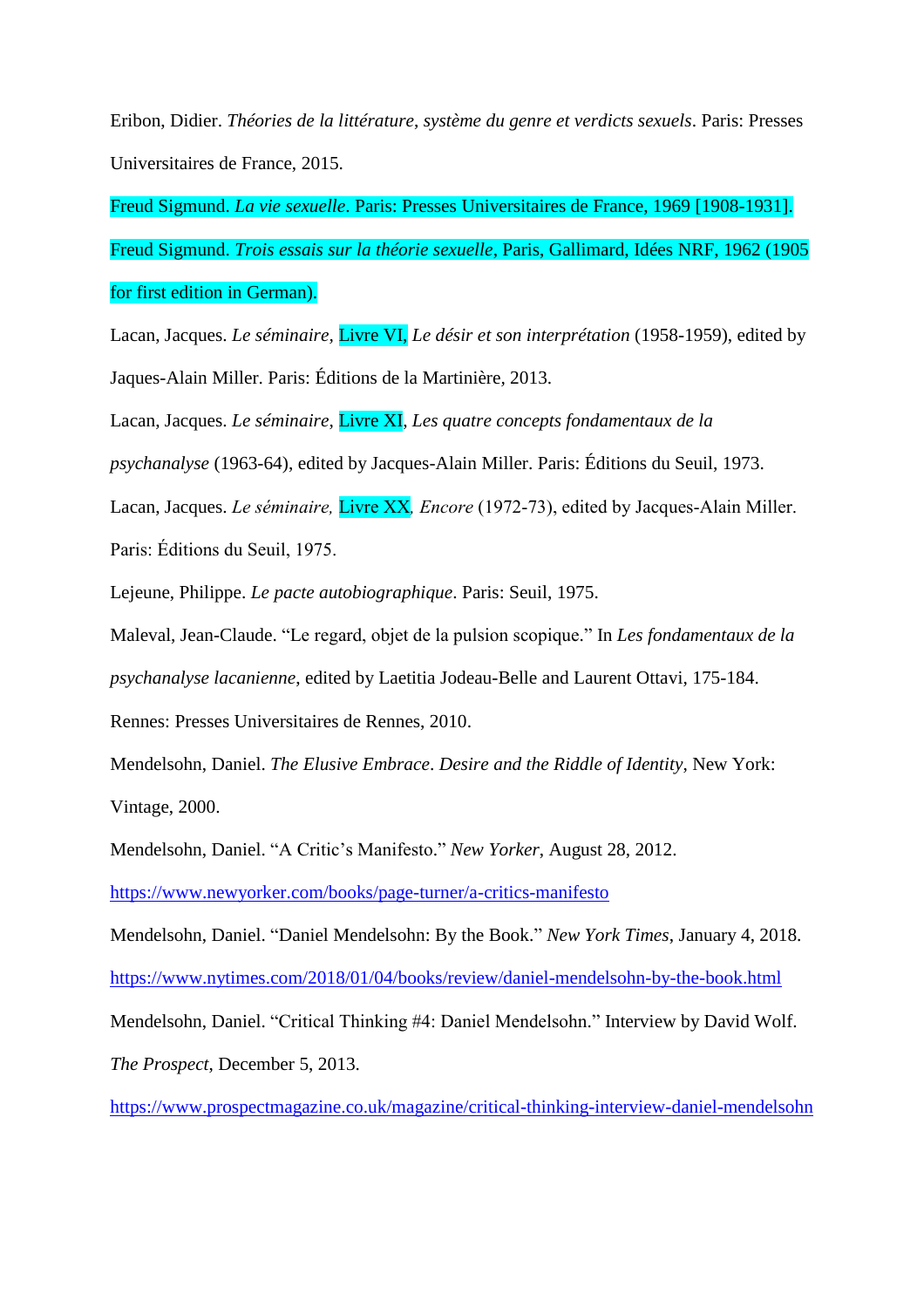Eribon, Didier. *Théories de la littérature, système du genre et verdicts sexuels*. Paris: Presses Universitaires de France, 2015.

Freud Sigmund. *La vie sexuelle*. Paris: Presses Universitaires de France, 1969 [1908-1931].

Freud Sigmund. *Trois essais sur la théorie sexuelle*, Paris, Gallimard, Idées NRF, 1962 (1905 for first edition in German).

Lacan, Jacques. *Le séminaire,* Livre VI, *Le désir et son interprétation* (1958-1959), edited by Jaques-Alain Miller. Paris: Éditions de la Martinière, 2013.

Lacan, Jacques. *Le séminaire*, Livre XI, *Les quatre concepts fondamentaux de la psychanalyse* (1963-64), edited by Jacques-Alain Miller. Paris: Éditions du Seuil, 1973.

Lacan, Jacques. *Le séminaire,* Livre XX*, Encore* (1972-73), edited by Jacques-Alain Miller. Paris: Éditions du Seuil, 1975.

Lejeune, Philippe. *Le pacte autobiographique*. Paris: Seuil, 1975.

Maleval, Jean-Claude. "Le regard, objet de la pulsion scopique." In *Les fondamentaux de la psychanalyse lacanienne*, edited by Laetitia Jodeau-Belle and Laurent Ottavi, 175-184. Rennes: Presses Universitaires de Rennes, 2010.

Mendelsohn, Daniel. *The Elusive Embrace*. *Desire and the Riddle of Identity*, New York: Vintage, 2000.

Mendelsohn, Daniel. "A Critic's Manifesto." *New Yorker*, August 28, 2012. https://www.newyorker.com/books/page-turner/a-critics-manifesto

Mendelsohn, Daniel. "Daniel Mendelsohn: By the Book." *New York Times*, January 4, 2018. https://www.nytimes.com/2018/01/04/books/review/daniel-mendelsohn-by-the-book.html

Mendelsohn, Daniel. "Critical Thinking #4: Daniel Mendelsohn." Interview by David Wolf. *The Prospect*, December 5, 2013. https://www.prospectmagazine.co.uk/magazine/critical-thinking-interview-daniel-mendelsohn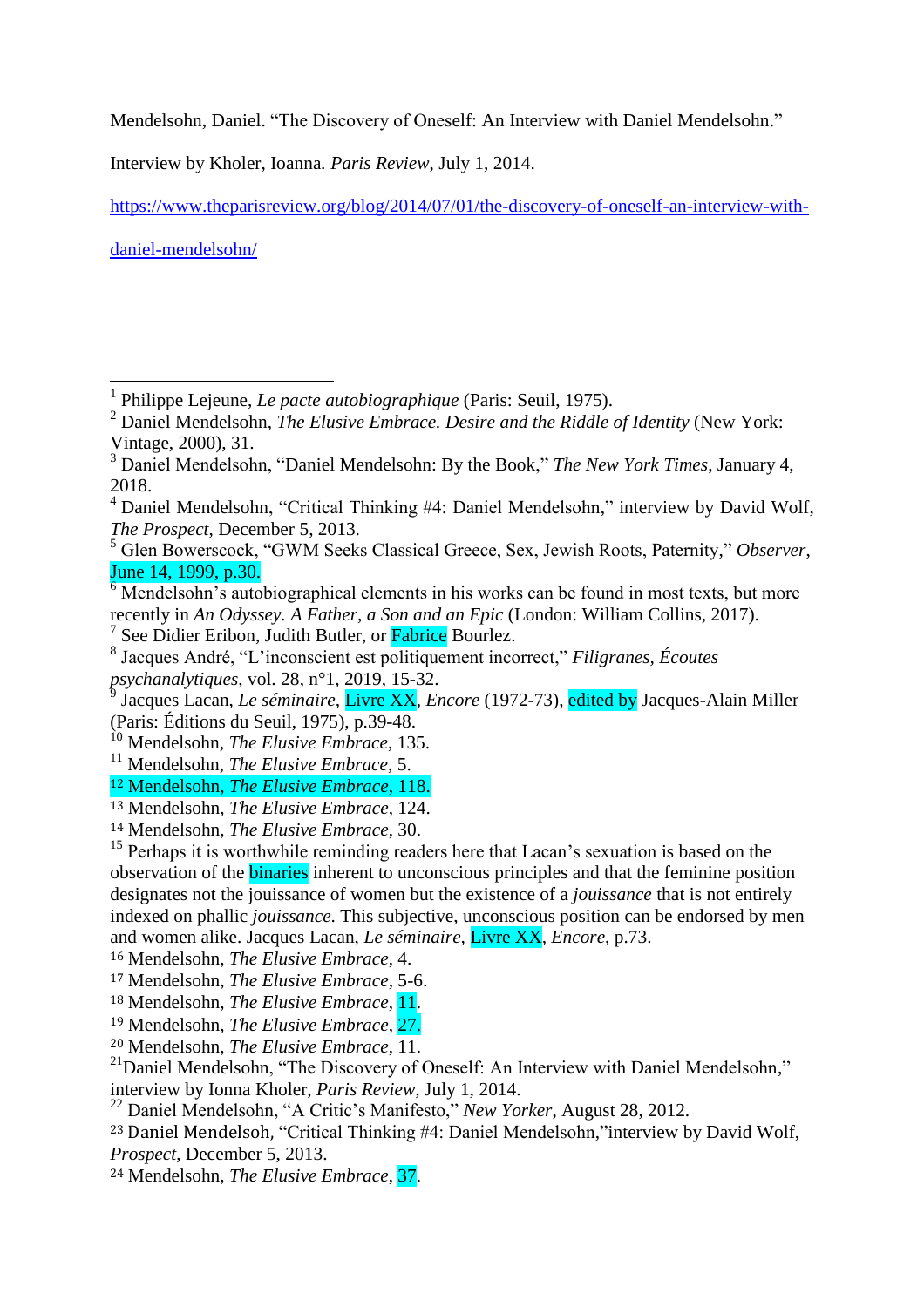Mendelsohn, Daniel. "The Discovery of Oneself: An Interview with Daniel Mendelsohn."

Interview by Kholer, Ioanna. *Paris Review*, July 1, 2014.

https://www.theparisreview.org/blog/2014/07/01/the-discovery-of-oneself-an-interview-with-daniel-mendelsohn/

---

[1] Philippe Lejeune, *Le pacte autobiographique* (Paris: Seuil, 1975).

[2] Daniel Mendelsohn, *The Elusive Embrace. Desire and the Riddle of Identity* (New York: Vintage, 2000), 31.

[3] Daniel Mendelsohn, "Daniel Mendelsohn: By the Book," *The New York Times*, January 4, 2018.

[4] Daniel Mendelsohn, "Critical Thinking #4: Daniel Mendelsohn," interview by David Wolf, *The Prospect*, December 5, 2013.

[5] Glen Bowerscock, "GWM Seeks Classical Greece, Sex, Jewish Roots, Paternity," *Observer*, June 14, 1999, p.30.

[6] Mendelsohn's autobiographical elements in his works can be found in most texts, but more recently in *An Odyssey. A Father, a Son and an Epic* (London: William Collins, 2017).

[7] See Didier Eribon, Judith Butler, or Fabrice Bourlez.

[8] Jacques André, "L'inconscient est politiquement incorrect," *Filigranes, Écoutes psychanalytiques*, vol. 28, n°1, 2019, 15-32.

[9] Jacques Lacan, *Le séminaire,* Livre XX, *Encore* (1972-73), edited by Jacques-Alain Miller (Paris: Éditions du Seuil, 1975), p.39-48.

[10] Mendelsohn, *The Elusive Embrace*, 135.

[11] Mendelsohn, *The Elusive Embrace*, 5.

[12] Mendelsohn, *The Elusive Embrace*, 118.

[13] Mendelsohn, *The Elusive Embrace*, 124.

[14] Mendelsohn, *The Elusive Embrace*, 30.

[15] Perhaps it is worthwhile reminding readers here that Lacan's sexuation is based on the observation of the binaries inherent to unconscious principles and that the feminine position designates not the jouissance of women but the existence of a *jouissance* that is not entirely indexed on phallic *jouissance*. This subjective, unconscious position can be endorsed by men and women alike. Jacques Lacan, *Le séminaire*, Livre XX, *Encore*, p.73.

[16] Mendelsohn, *The Elusive Embrace*, 4.

[17] Mendelsohn, *The Elusive Embrace*, 5-6.

[18] Mendelsohn, *The Elusive Embrace*, 11.

[19] Mendelsohn, *The Elusive Embrace*, 27.

[20] Mendelsohn, *The Elusive Embrace*, 11.

[21] Daniel Mendelsohn, "The Discovery of Oneself: An Interview with Daniel Mendelsohn," interview by Ionna Kholer, *Paris Review*, July 1, 2014.

[22] Daniel Mendelsohn, "A Critic's Manifesto," *New Yorker*, August 28, 2012.

[23] Daniel Mendelsoh, "Critical Thinking #4: Daniel Mendelsohn,"interview by David Wolf, *Prospect*, December 5, 2013.

[24] Mendelsohn, *The Elusive Embrace*, 37.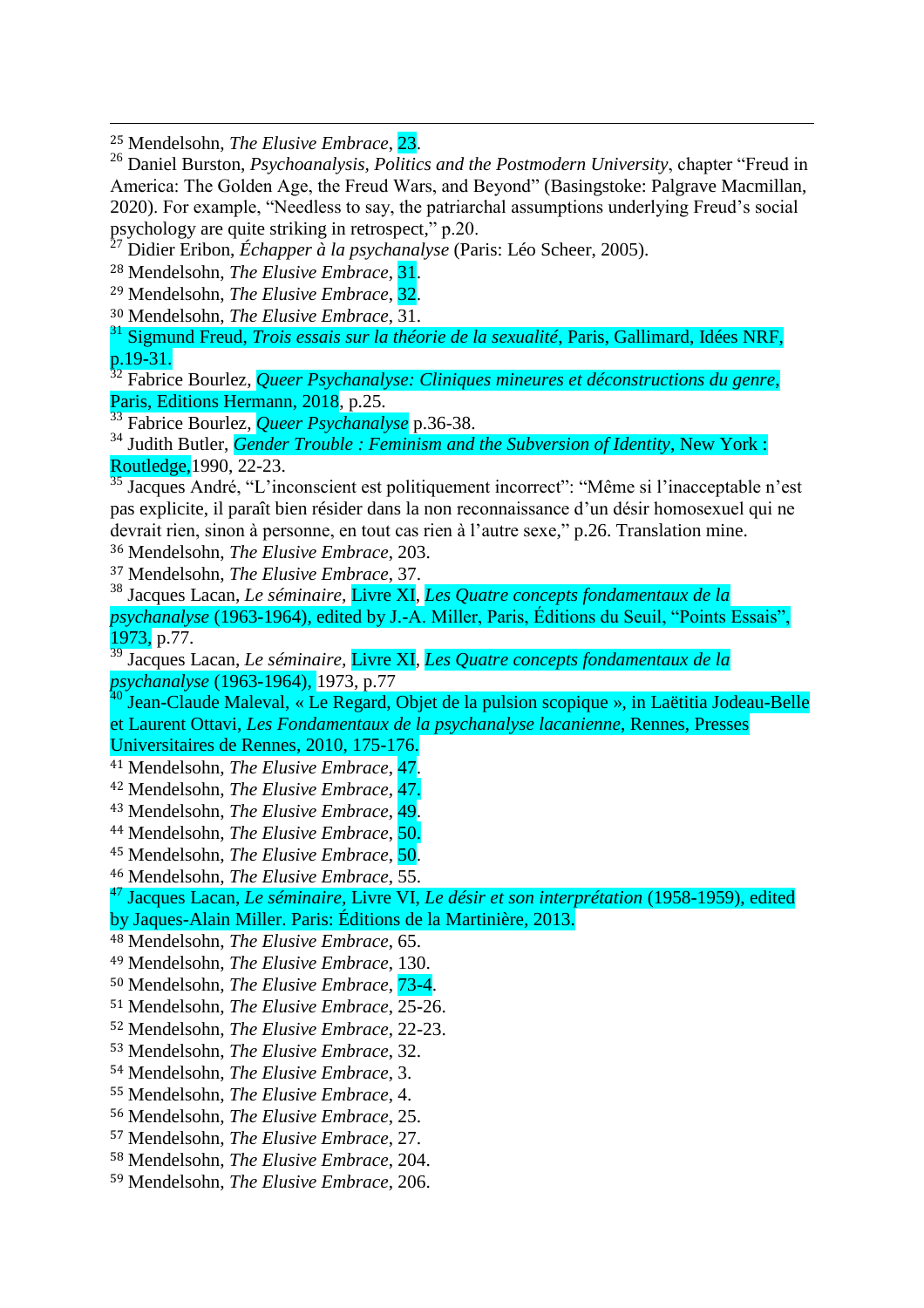[25] Mendelsohn, *The Elusive Embrace*, 23.

[26] Daniel Burston, *Psychoanalysis, Politics and the Postmodern University*, chapter "Freud in America: The Golden Age, the Freud Wars, and Beyond" (Basingstoke: Palgrave Macmillan, 2020). For example, "Needless to say, the patriarchal assumptions underlying Freud's social psychology are quite striking in retrospect," p.20.

[27] Didier Eribon, *Échapper à la psychanalyse* (Paris: Léo Scheer, 2005).

[28] Mendelsohn, *The Elusive Embrace*, 31.

[29] Mendelsohn, *The Elusive Embrace*, 32.

[30] Mendelsohn, *The Elusive Embrace*, 31.

[31] Sigmund Freud, *Trois essais sur la théorie de la sexualité*, Paris, Gallimard, Idées NRF, p.19-31.

[32] Fabrice Bourlez, *Queer Psychanalyse: Cliniques mineures et déconstructions du genre*, Paris, Editions Hermann, 2018, p.25.

[33] Fabrice Bourlez, *Queer Psychanalyse* p.36-38.

[34] Judith Butler, *Gender Trouble : Feminism and the Subversion of Identity*, New York : Routledge,1990, 22-23.

[35] Jacques André, "L'inconscient est politiquement incorrect": "Même si l'inacceptable n'est pas explicite, il paraît bien résider dans la non reconnaissance d'un désir homosexuel qui ne devrait rien, sinon à personne, en tout cas rien à l'autre sexe," p.26. Translation mine.

[36] Mendelsohn, *The Elusive Embrace*, 203.

[37] Mendelsohn, *The Elusive Embrace*, 37.

[38] Jacques Lacan, *Le séminaire*, Livre XI, *Les Quatre concepts fondamentaux de la psychanalyse* (1963-1964), edited by J.-A. Miller, Paris, Éditions du Seuil, "Points Essais", 1973, p.77.

[39] Jacques Lacan, *Le séminaire*, Livre XI, *Les Quatre concepts fondamentaux de la psychanalyse* (1963-1964), 1973, p.77

[40] Jean-Claude Maleval, « Le Regard, Objet de la pulsion scopique », in Laëtitia Jodeau-Belle et Laurent Ottavi, *Les Fondamentaux de la psychanalyse lacanienne*, Rennes, Presses Universitaires de Rennes, 2010, 175-176.

[41] Mendelsohn, *The Elusive Embrace*, 47.

[42] Mendelsohn, *The Elusive Embrace*, 47.

[43] Mendelsohn, *The Elusive Embrace*, 49.

[44] Mendelsohn, *The Elusive Embrace*, 50.

[45] Mendelsohn, *The Elusive Embrace*, 50.

[46] Mendelsohn, *The Elusive Embrace*, 55.

[47] Jacques Lacan, *Le séminaire*, Livre VI, *Le désir et son interprétation* (1958-1959), edited by Jaques-Alain Miller. Paris: Éditions de la Martinière, 2013.

[48] Mendelsohn, *The Elusive Embrace*, 65.

[49] Mendelsohn, *The Elusive Embrace*, 130.

[50] Mendelsohn, *The Elusive Embrace*, 73-4.

[51] Mendelsohn, *The Elusive Embrace*, 25-26.

[52] Mendelsohn, *The Elusive Embrace*, 22-23.

[53] Mendelsohn, *The Elusive Embrace*, 32.

[54] Mendelsohn, *The Elusive Embrace*, 3.

[55] Mendelsohn, *The Elusive Embrace*, 4.

[56] Mendelsohn, *The Elusive Embrace*, 25.

[57] Mendelsohn, *The Elusive Embrace*, 27.

[58] Mendelsohn, *The Elusive Embrace*, 204.

[59] Mendelsohn, *The Elusive Embrace*, 206.